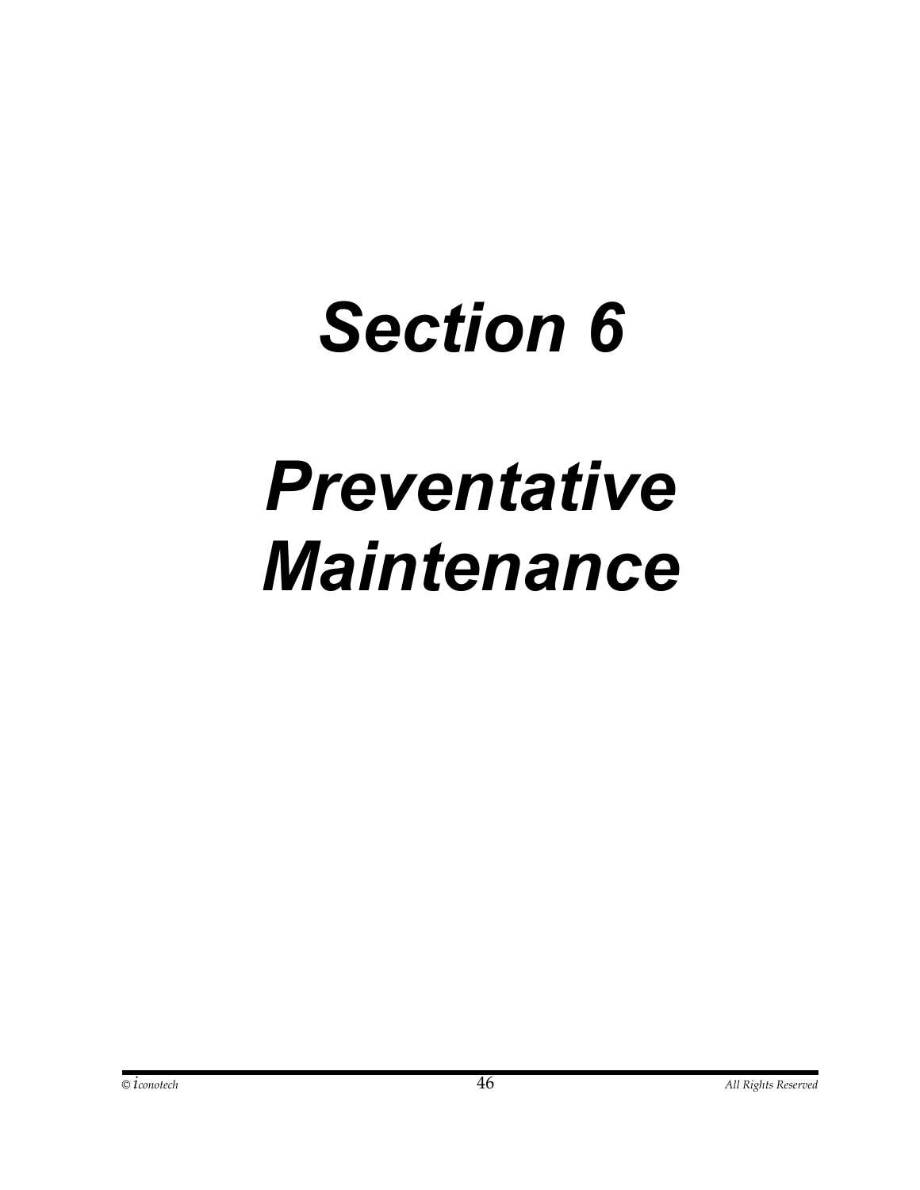# *Section 6*

# *Preventative Maintenance*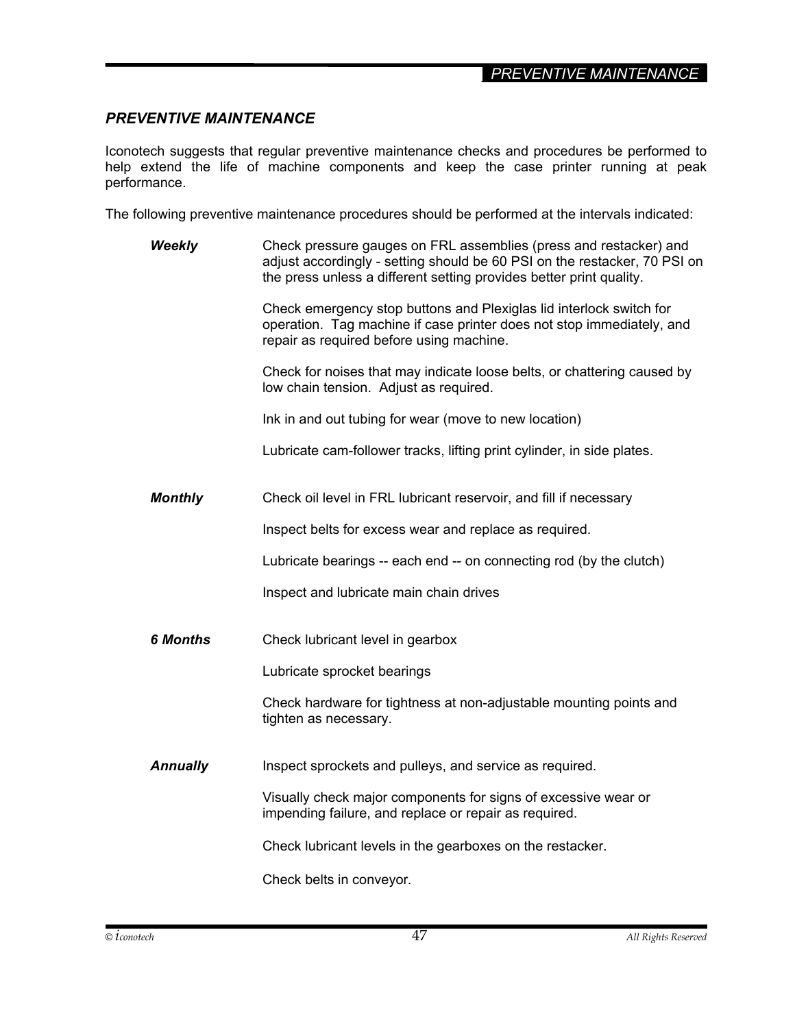## *PREVENTIVE MAINTENANCE*

Iconotech suggests that regular preventive maintenance checks and procedures be performed to help extend the life of machine components and keep the case printer running at peak performance.

The following preventive maintenance procedures should be performed at the intervals indicated:

***Weekly***

Check pressure gauges on FRL assemblies (press and restacker) and adjust accordingly - setting should be 60 PSI on the restacker, 70 PSI on the press unless a different setting provides better print quality.

Check emergency stop buttons and Plexiglas lid interlock switch for operation. Tag machine if case printer does not stop immediately, and repair as required before using machine.

Check for noises that may indicate loose belts, or chattering caused by low chain tension. Adjust as required.

Ink in and out tubing for wear (move to new location)

Lubricate cam-follower tracks, lifting print cylinder, in side plates.

***Monthly***

Check oil level in FRL lubricant reservoir, and fill if necessary

Inspect belts for excess wear and replace as required.

Lubricate bearings -- each end -- on connecting rod (by the clutch)

Inspect and lubricate main chain drives

***6 Months***

Check lubricant level in gearbox

Lubricate sprocket bearings

Check hardware for tightness at non-adjustable mounting points and tighten as necessary.

***Annually***

Inspect sprockets and pulleys, and service as required.

Visually check major components for signs of excessive wear or impending failure, and replace or repair as required.

Check lubricant levels in the gearboxes on the restacker.

Check belts in conveyor.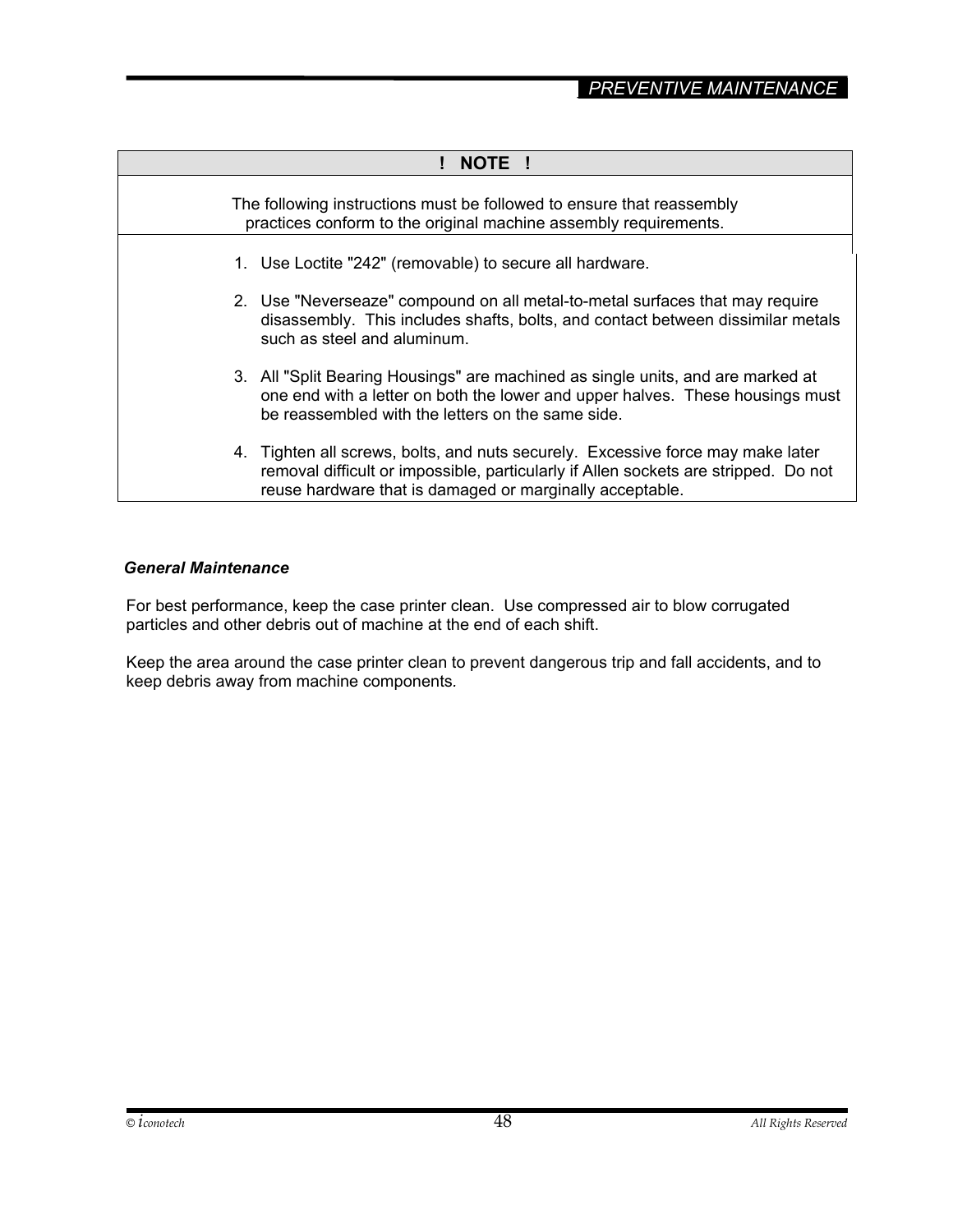| ! NOTE ! |
| --- |
| The following instructions must be followed to ensure that reassembly practices conform to the original machine assembly requirements. |

1. Use Loctite "242" (removable) to secure all hardware.

2. Use "Neverseaze" compound on all metal-to-metal surfaces that may require disassembly. This includes shafts, bolts, and contact between dissimilar metals such as steel and aluminum.

3. All "Split Bearing Housings" are machined as single units, and are marked at one end with a letter on both the lower and upper halves. These housings must be reassembled with the letters on the same side.

4. Tighten all screws, bolts, and nuts securely. Excessive force may make later removal difficult or impossible, particularly if Allen sockets are stripped. Do not reuse hardware that is damaged or marginally acceptable.

### *General Maintenance*

For best performance, keep the case printer clean. Use compressed air to blow corrugated particles and other debris out of machine at the end of each shift.

Keep the area around the case printer clean to prevent dangerous trip and fall accidents, and to keep debris away from machine components.